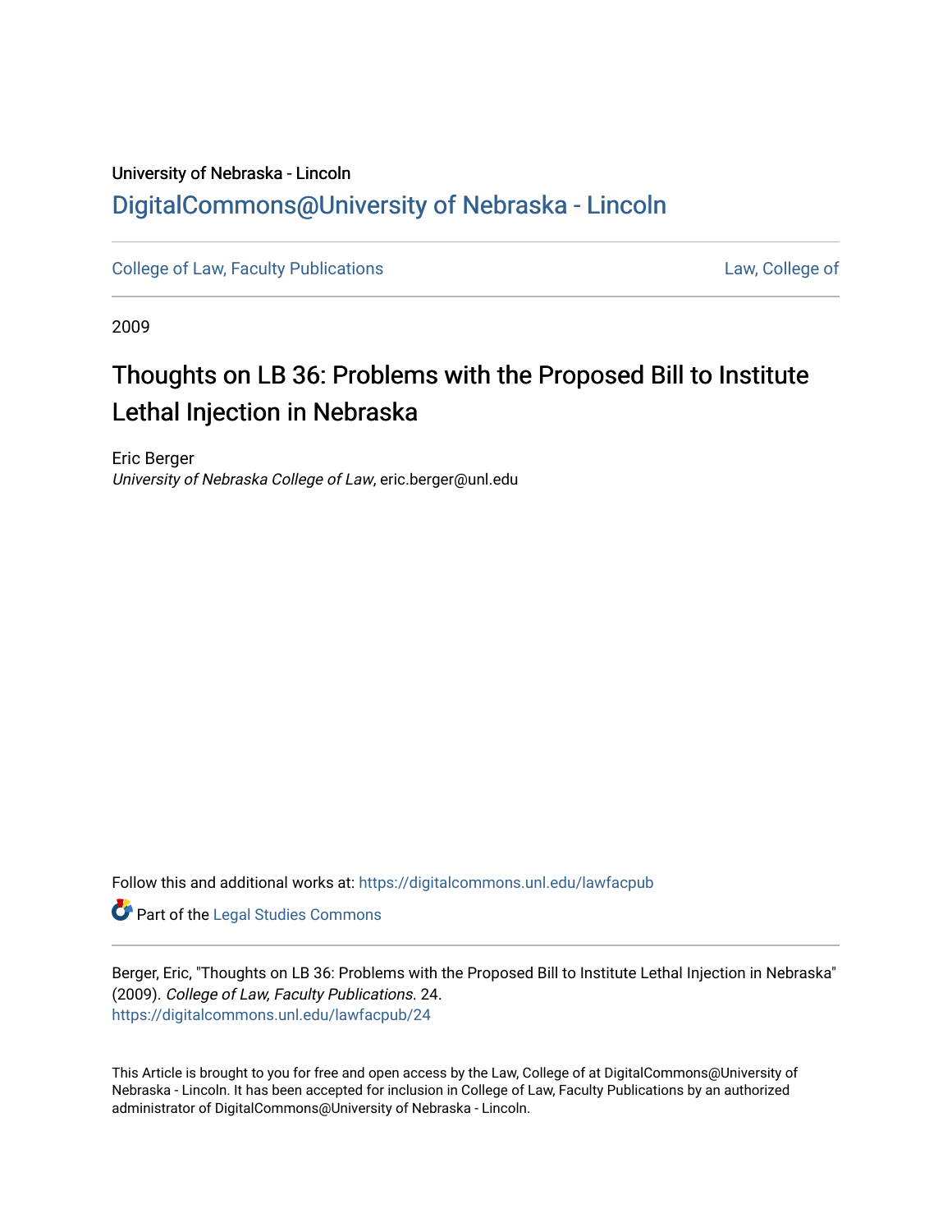University of Nebraska - Lincoln

## DigitalCommons@University of Nebraska - Lincoln

College of Law, Faculty Publications

Law, College of

2009

# Thoughts on LB 36: Problems with the Proposed Bill to Institute Lethal Injection in Nebraska

Eric Berger
*University of Nebraska College of Law*, eric.berger@unl.edu

Follow this and additional works at: https://digitalcommons.unl.edu/lawfacpub

Part of the Legal Studies Commons

Berger, Eric, "Thoughts on LB 36: Problems with the Proposed Bill to Institute Lethal Injection in Nebraska" (2009). *College of Law, Faculty Publications*. 24.
https://digitalcommons.unl.edu/lawfacpub/24

This Article is brought to you for free and open access by the Law, College of at DigitalCommons@University of Nebraska - Lincoln. It has been accepted for inclusion in College of Law, Faculty Publications by an authorized administrator of DigitalCommons@University of Nebraska - Lincoln.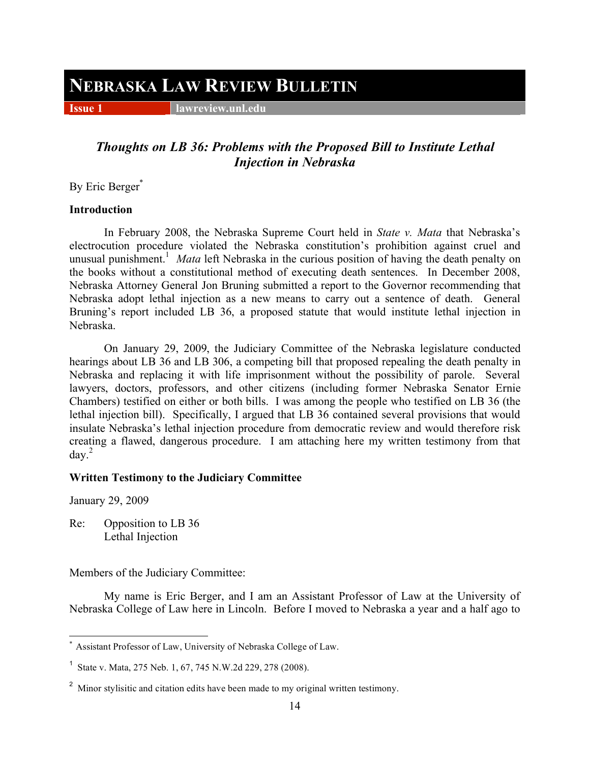# NEBRASKA LAW REVIEW BULLETIN

## *Thoughts on LB 36: Problems with the Proposed Bill to Institute Lethal Injection in Nebraska*

By Eric Berger[*]

**Introduction**

In February 2008, the Nebraska Supreme Court held in *State v. Mata* that Nebraska's electrocution procedure violated the Nebraska constitution's prohibition against cruel and unusual punishment.[1] *Mata* left Nebraska in the curious position of having the death penalty on the books without a constitutional method of executing death sentences. In December 2008, Nebraska Attorney General Jon Bruning submitted a report to the Governor recommending that Nebraska adopt lethal injection as a new means to carry out a sentence of death. General Bruning's report included LB 36, a proposed statute that would institute lethal injection in Nebraska.

On January 29, 2009, the Judiciary Committee of the Nebraska legislature conducted hearings about LB 36 and LB 306, a competing bill that proposed repealing the death penalty in Nebraska and replacing it with life imprisonment without the possibility of parole. Several lawyers, doctors, professors, and other citizens (including former Nebraska Senator Ernie Chambers) testified on either or both bills. I was among the people who testified on LB 36 (the lethal injection bill). Specifically, I argued that LB 36 contained several provisions that would insulate Nebraska's lethal injection procedure from democratic review and would therefore risk creating a flawed, dangerous procedure. I am attaching here my written testimony from that day.[2]

**Written Testimony to the Judiciary Committee**

January 29, 2009

Re: Opposition to LB 36
Lethal Injection

Members of the Judiciary Committee:

My name is Eric Berger, and I am an Assistant Professor of Law at the University of Nebraska College of Law here in Lincoln. Before I moved to Nebraska a year and a half ago to

---

[*] Assistant Professor of Law, University of Nebraska College of Law.

[1] State v. Mata, 275 Neb. 1, 67, 745 N.W.2d 229, 278 (2008).

[2] Minor stylisitic and citation edits have been made to my original written testimony.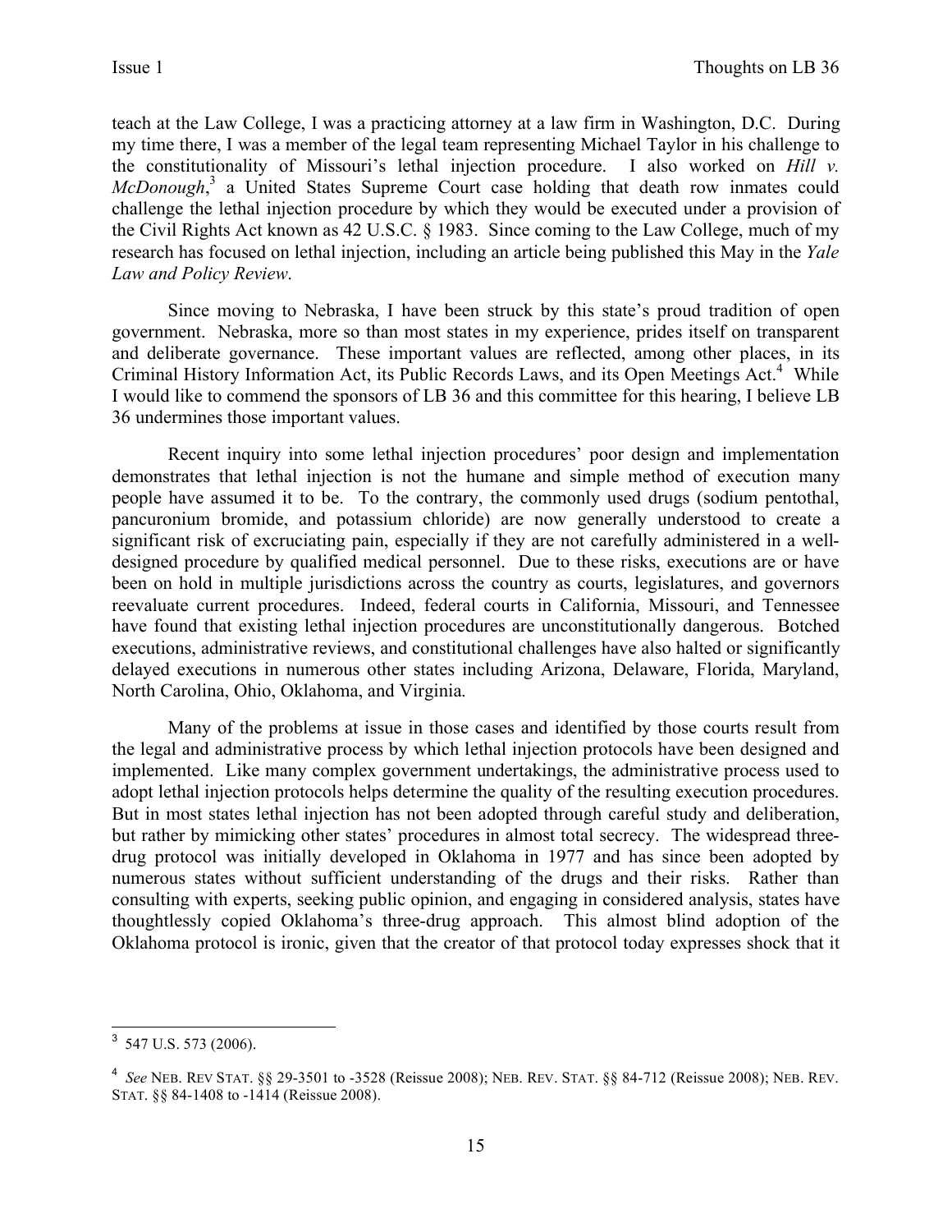teach at the Law College, I was a practicing attorney at a law firm in Washington, D.C. During my time there, I was a member of the legal team representing Michael Taylor in his challenge to the constitutionality of Missouri's lethal injection procedure. I also worked on *Hill v. McDonough*,[3] a United States Supreme Court case holding that death row inmates could challenge the lethal injection procedure by which they would be executed under a provision of the Civil Rights Act known as 42 U.S.C. § 1983. Since coming to the Law College, much of my research has focused on lethal injection, including an article being published this May in the *Yale Law and Policy Review*.

Since moving to Nebraska, I have been struck by this state's proud tradition of open government. Nebraska, more so than most states in my experience, prides itself on transparent and deliberate governance. These important values are reflected, among other places, in its Criminal History Information Act, its Public Records Laws, and its Open Meetings Act.[4] While I would like to commend the sponsors of LB 36 and this committee for this hearing, I believe LB 36 undermines those important values.

Recent inquiry into some lethal injection procedures' poor design and implementation demonstrates that lethal injection is not the humane and simple method of execution many people have assumed it to be. To the contrary, the commonly used drugs (sodium pentothal, pancuronium bromide, and potassium chloride) are now generally understood to create a significant risk of excruciating pain, especially if they are not carefully administered in a well-designed procedure by qualified medical personnel. Due to these risks, executions are or have been on hold in multiple jurisdictions across the country as courts, legislatures, and governors reevaluate current procedures. Indeed, federal courts in California, Missouri, and Tennessee have found that existing lethal injection procedures are unconstitutionally dangerous. Botched executions, administrative reviews, and constitutional challenges have also halted or significantly delayed executions in numerous other states including Arizona, Delaware, Florida, Maryland, North Carolina, Ohio, Oklahoma, and Virginia.

Many of the problems at issue in those cases and identified by those courts result from the legal and administrative process by which lethal injection protocols have been designed and implemented. Like many complex government undertakings, the administrative process used to adopt lethal injection protocols helps determine the quality of the resulting execution procedures. But in most states lethal injection has not been adopted through careful study and deliberation, but rather by mimicking other states' procedures in almost total secrecy. The widespread three-drug protocol was initially developed in Oklahoma in 1977 and has since been adopted by numerous states without sufficient understanding of the drugs and their risks. Rather than consulting with experts, seeking public opinion, and engaging in considered analysis, states have thoughtlessly copied Oklahoma's three-drug approach. This almost blind adoption of the Oklahoma protocol is ironic, given that the creator of that protocol today expresses shock that it

---

[3] 547 U.S. 573 (2006).

[4] *See* NEB. REV STAT. §§ 29-3501 to -3528 (Reissue 2008); NEB. REV. STAT. §§ 84-712 (Reissue 2008); NEB. REV. STAT. §§ 84-1408 to -1414 (Reissue 2008).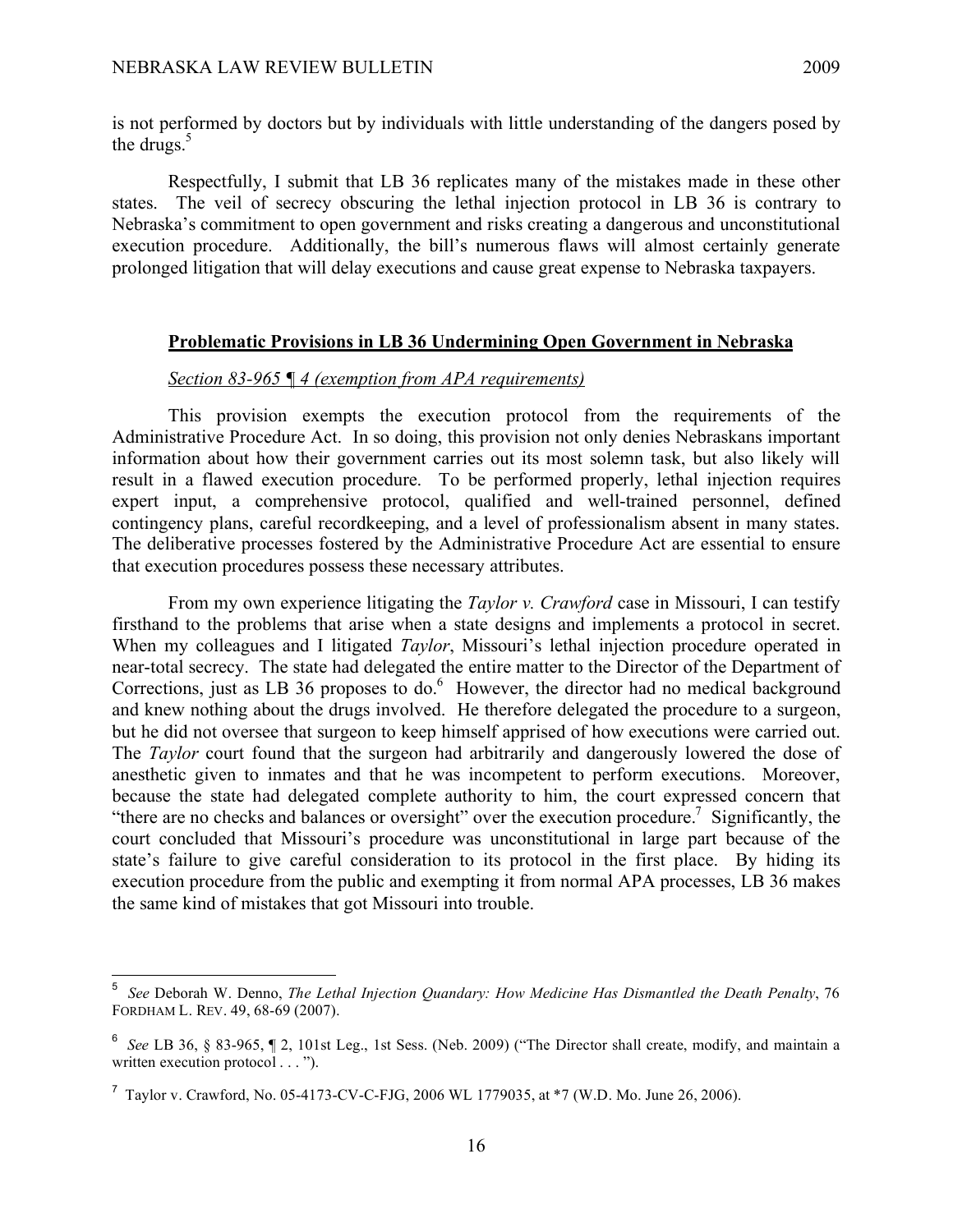is not performed by doctors but by individuals with little understanding of the dangers posed by the drugs.[5]

Respectfully, I submit that LB 36 replicates many of the mistakes made in these other states. The veil of secrecy obscuring the lethal injection protocol in LB 36 is contrary to Nebraska's commitment to open government and risks creating a dangerous and unconstitutional execution procedure. Additionally, the bill's numerous flaws will almost certainly generate prolonged litigation that will delay executions and cause great expense to Nebraska taxpayers.

## **Problematic Provisions in LB 36 Undermining Open Government in Nebraska**

### *Section 83-965 ¶ 4 (exemption from APA requirements)*

This provision exempts the execution protocol from the requirements of the Administrative Procedure Act. In so doing, this provision not only denies Nebraskans important information about how their government carries out its most solemn task, but also likely will result in a flawed execution procedure. To be performed properly, lethal injection requires expert input, a comprehensive protocol, qualified and well-trained personnel, defined contingency plans, careful recordkeeping, and a level of professionalism absent in many states. The deliberative processes fostered by the Administrative Procedure Act are essential to ensure that execution procedures possess these necessary attributes.

From my own experience litigating the *Taylor v. Crawford* case in Missouri, I can testify firsthand to the problems that arise when a state designs and implements a protocol in secret. When my colleagues and I litigated *Taylor*, Missouri's lethal injection procedure operated in near-total secrecy. The state had delegated the entire matter to the Director of the Department of Corrections, just as LB 36 proposes to do.[6] However, the director had no medical background and knew nothing about the drugs involved. He therefore delegated the procedure to a surgeon, but he did not oversee that surgeon to keep himself apprised of how executions were carried out. The *Taylor* court found that the surgeon had arbitrarily and dangerously lowered the dose of anesthetic given to inmates and that he was incompetent to perform executions. Moreover, because the state had delegated complete authority to him, the court expressed concern that "there are no checks and balances or oversight" over the execution procedure.[7] Significantly, the court concluded that Missouri's procedure was unconstitutional in large part because of the state's failure to give careful consideration to its protocol in the first place. By hiding its execution procedure from the public and exempting it from normal APA processes, LB 36 makes the same kind of mistakes that got Missouri into trouble.

---

[5] *See* Deborah W. Denno, *The Lethal Injection Quandary: How Medicine Has Dismantled the Death Penalty*, 76 FORDHAM L. REV. 49, 68-69 (2007).

[6] *See* LB 36, § 83-965, ¶ 2, 101st Leg., 1st Sess. (Neb. 2009) ("The Director shall create, modify, and maintain a written execution protocol . . . ").

[7] Taylor v. Crawford, No. 05-4173-CV-C-FJG, 2006 WL 1779035, at *7 (W.D. Mo. June 26, 2006).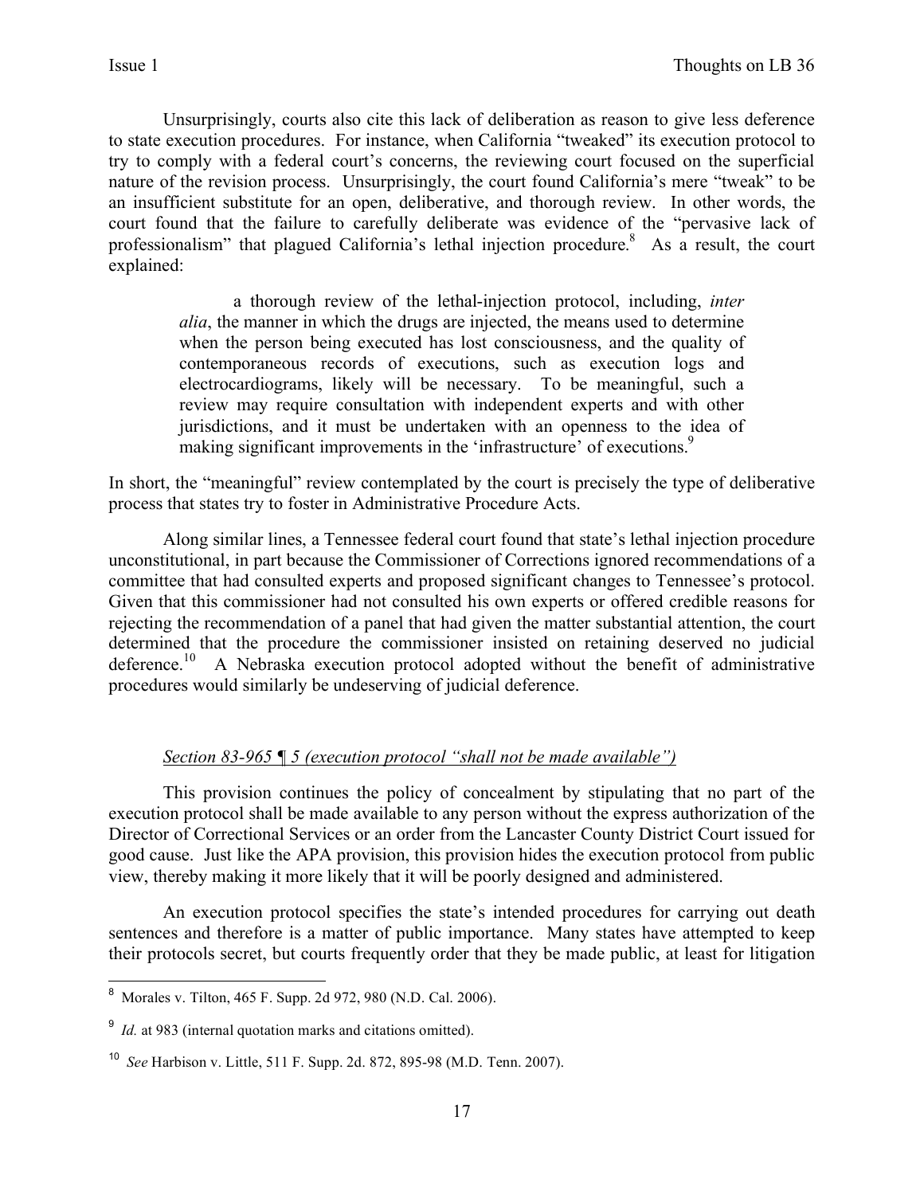Unsurprisingly, courts also cite this lack of deliberation as reason to give less deference to state execution procedures. For instance, when California "tweaked" its execution protocol to try to comply with a federal court's concerns, the reviewing court focused on the superficial nature of the revision process. Unsurprisingly, the court found California's mere "tweak" to be an insufficient substitute for an open, deliberative, and thorough review. In other words, the court found that the failure to carefully deliberate was evidence of the "pervasive lack of professionalism" that plagued California's lethal injection procedure.[8] As a result, the court explained:

> a thorough review of the lethal-injection protocol, including, *inter alia*, the manner in which the drugs are injected, the means used to determine when the person being executed has lost consciousness, and the quality of contemporaneous records of executions, such as execution logs and electrocardiograms, likely will be necessary. To be meaningful, such a review may require consultation with independent experts and with other jurisdictions, and it must be undertaken with an openness to the idea of making significant improvements in the 'infrastructure' of executions.[9]

In short, the "meaningful" review contemplated by the court is precisely the type of deliberative process that states try to foster in Administrative Procedure Acts.

Along similar lines, a Tennessee federal court found that state's lethal injection procedure unconstitutional, in part because the Commissioner of Corrections ignored recommendations of a committee that had consulted experts and proposed significant changes to Tennessee's protocol. Given that this commissioner had not consulted his own experts or offered credible reasons for rejecting the recommendation of a panel that had given the matter substantial attention, the court determined that the procedure the commissioner insisted on retaining deserved no judicial deference.[10] A Nebraska execution protocol adopted without the benefit of administrative procedures would similarly be undeserving of judicial deference.

<u>*Section 83-965 ¶ 5 (execution protocol "shall not be made available")*</u>

This provision continues the policy of concealment by stipulating that no part of the execution protocol shall be made available to any person without the express authorization of the Director of Correctional Services or an order from the Lancaster County District Court issued for good cause. Just like the APA provision, this provision hides the execution protocol from public view, thereby making it more likely that it will be poorly designed and administered.

An execution protocol specifies the state's intended procedures for carrying out death sentences and therefore is a matter of public importance. Many states have attempted to keep their protocols secret, but courts frequently order that they be made public, at least for litigation

---

[8] Morales v. Tilton, 465 F. Supp. 2d 972, 980 (N.D. Cal. 2006).

[9] *Id.* at 983 (internal quotation marks and citations omitted).

[10] *See* Harbison v. Little, 511 F. Supp. 2d. 872, 895-98 (M.D. Tenn. 2007).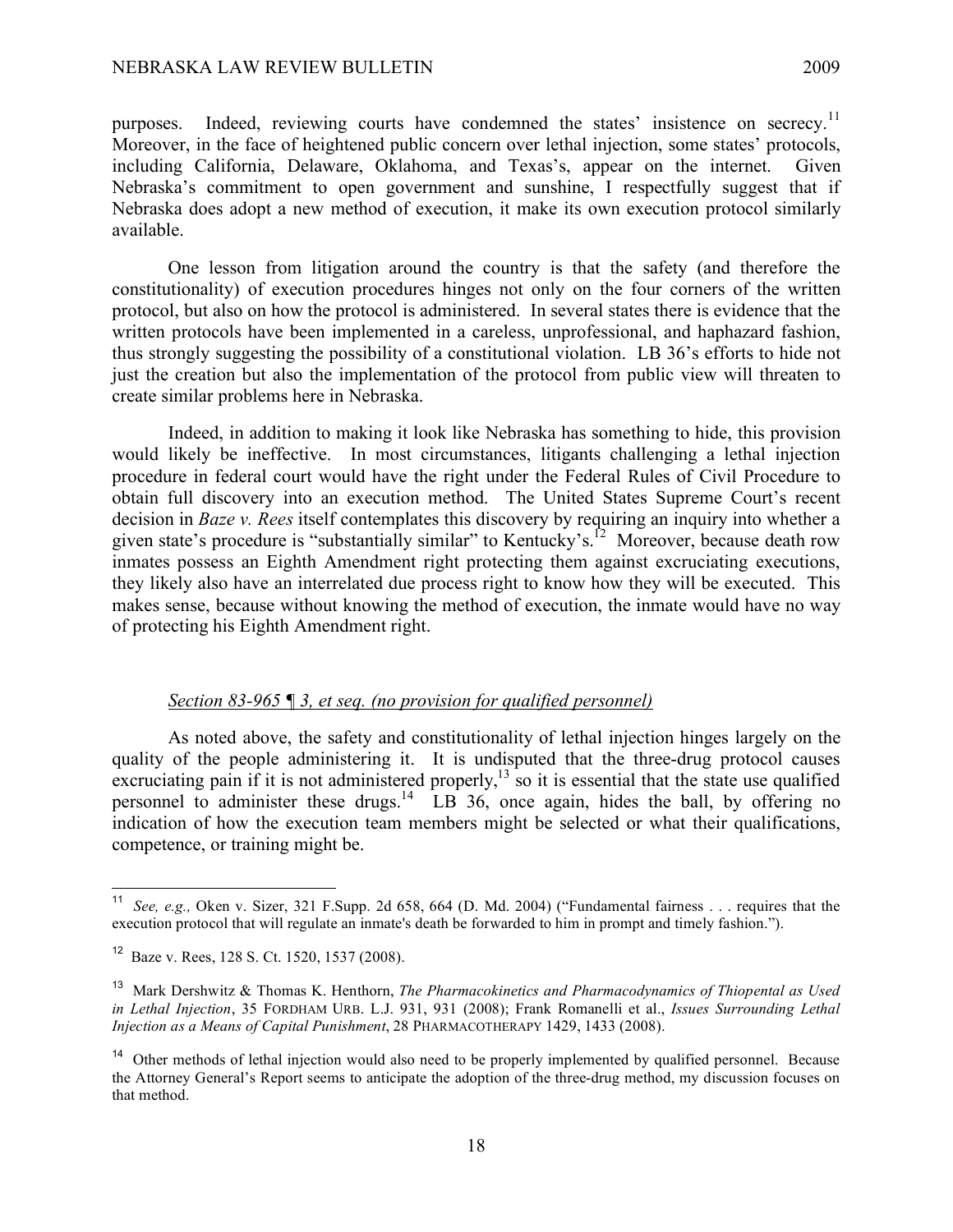purposes. Indeed, reviewing courts have condemned the states' insistence on secrecy.[11] Moreover, in the face of heightened public concern over lethal injection, some states' protocols, including California, Delaware, Oklahoma, and Texas's, appear on the internet. Given Nebraska's commitment to open government and sunshine, I respectfully suggest that if Nebraska does adopt a new method of execution, it make its own execution protocol similarly available.

One lesson from litigation around the country is that the safety (and therefore the constitutionality) of execution procedures hinges not only on the four corners of the written protocol, but also on how the protocol is administered. In several states there is evidence that the written protocols have been implemented in a careless, unprofessional, and haphazard fashion, thus strongly suggesting the possibility of a constitutional violation. LB 36's efforts to hide not just the creation but also the implementation of the protocol from public view will threaten to create similar problems here in Nebraska.

Indeed, in addition to making it look like Nebraska has something to hide, this provision would likely be ineffective. In most circumstances, litigants challenging a lethal injection procedure in federal court would have the right under the Federal Rules of Civil Procedure to obtain full discovery into an execution method. The United States Supreme Court's recent decision in *Baze v. Rees* itself contemplates this discovery by requiring an inquiry into whether a given state's procedure is "substantially similar" to Kentucky's.[12] Moreover, because death row inmates possess an Eighth Amendment right protecting them against excruciating executions, they likely also have an interrelated due process right to know how they will be executed. This makes sense, because without knowing the method of execution, the inmate would have no way of protecting his Eighth Amendment right.

*Section 83-965 ¶ 3, et seq. (no provision for qualified personnel)*

As noted above, the safety and constitutionality of lethal injection hinges largely on the quality of the people administering it. It is undisputed that the three-drug protocol causes excruciating pain if it is not administered properly,[13] so it is essential that the state use qualified personnel to administer these drugs.[14] LB 36, once again, hides the ball, by offering no indication of how the execution team members might be selected or what their qualifications, competence, or training might be.

---

[11] *See, e.g.,* Oken v. Sizer, 321 F.Supp. 2d 658, 664 (D. Md. 2004) ("Fundamental fairness . . . requires that the execution protocol that will regulate an inmate's death be forwarded to him in prompt and timely fashion.").

[12] Baze v. Rees, 128 S. Ct. 1520, 1537 (2008).

[13] Mark Dershwitz & Thomas K. Henthorn, *The Pharmacokinetics and Pharmacodynamics of Thiopental as Used in Lethal Injection*, 35 FORDHAM URB. L.J. 931, 931 (2008); Frank Romanelli et al., *Issues Surrounding Lethal Injection as a Means of Capital Punishment*, 28 PHARMACOTHERAPY 1429, 1433 (2008).

[14] Other methods of lethal injection would also need to be properly implemented by qualified personnel. Because the Attorney General's Report seems to anticipate the adoption of the three-drug method, my discussion focuses on that method.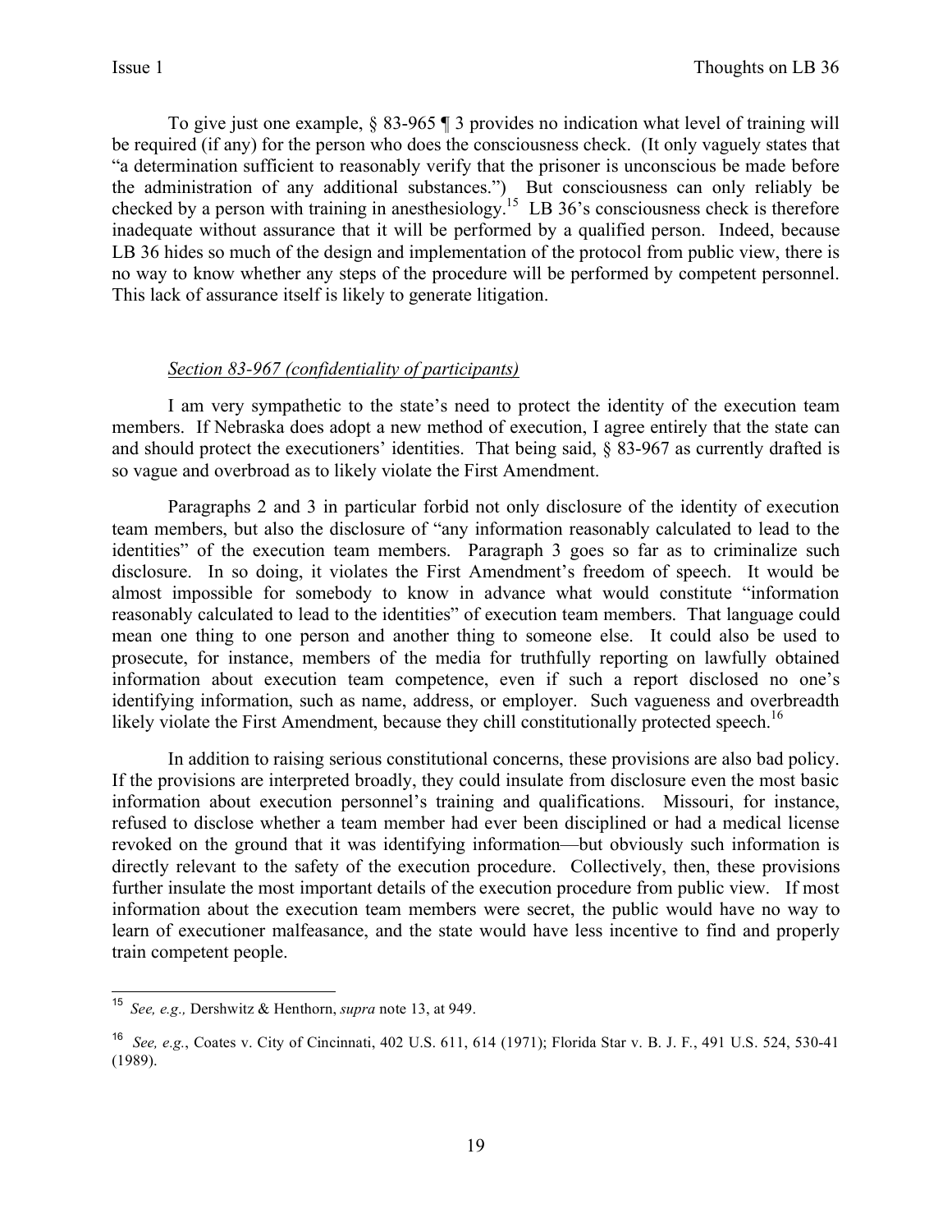To give just one example, § 83-965 ¶ 3 provides no indication what level of training will be required (if any) for the person who does the consciousness check. (It only vaguely states that "a determination sufficient to reasonably verify that the prisoner is unconscious be made before the administration of any additional substances.") But consciousness can only reliably be checked by a person with training in anesthesiology.[15] LB 36's consciousness check is therefore inadequate without assurance that it will be performed by a qualified person. Indeed, because LB 36 hides so much of the design and implementation of the protocol from public view, there is no way to know whether any steps of the procedure will be performed by competent personnel. This lack of assurance itself is likely to generate litigation.

*Section 83-967 (confidentiality of participants)*

I am very sympathetic to the state's need to protect the identity of the execution team members. If Nebraska does adopt a new method of execution, I agree entirely that the state can and should protect the executioners' identities. That being said, § 83-967 as currently drafted is so vague and overbroad as to likely violate the First Amendment.

Paragraphs 2 and 3 in particular forbid not only disclosure of the identity of execution team members, but also the disclosure of "any information reasonably calculated to lead to the identities" of the execution team members. Paragraph 3 goes so far as to criminalize such disclosure. In so doing, it violates the First Amendment's freedom of speech. It would be almost impossible for somebody to know in advance what would constitute "information reasonably calculated to lead to the identities" of execution team members. That language could mean one thing to one person and another thing to someone else. It could also be used to prosecute, for instance, members of the media for truthfully reporting on lawfully obtained information about execution team competence, even if such a report disclosed no one's identifying information, such as name, address, or employer. Such vagueness and overbreadth likely violate the First Amendment, because they chill constitutionally protected speech.[16]

In addition to raising serious constitutional concerns, these provisions are also bad policy. If the provisions are interpreted broadly, they could insulate from disclosure even the most basic information about execution personnel's training and qualifications. Missouri, for instance, refused to disclose whether a team member had ever been disciplined or had a medical license revoked on the ground that it was identifying information—but obviously such information is directly relevant to the safety of the execution procedure. Collectively, then, these provisions further insulate the most important details of the execution procedure from public view. If most information about the execution team members were secret, the public would have no way to learn of executioner malfeasance, and the state would have less incentive to find and properly train competent people.

---

[15] *See, e.g.,* Dershwitz & Henthorn, *supra* note 13, at 949.

[16] *See, e.g.*, Coates v. City of Cincinnati, 402 U.S. 611, 614 (1971); Florida Star v. B. J. F., 491 U.S. 524, 530-41 (1989).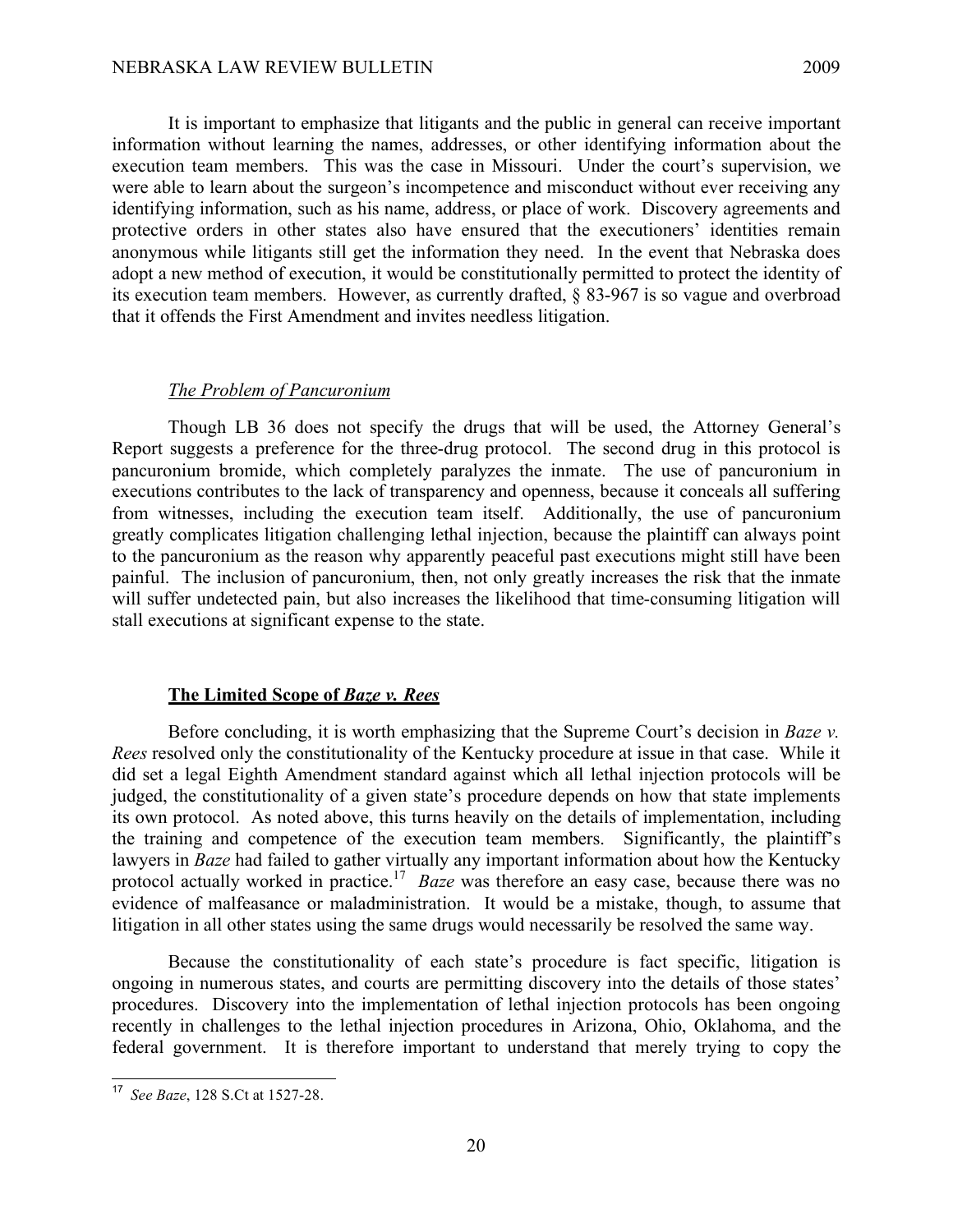It is important to emphasize that litigants and the public in general can receive important information without learning the names, addresses, or other identifying information about the execution team members. This was the case in Missouri. Under the court's supervision, we were able to learn about the surgeon's incompetence and misconduct without ever receiving any identifying information, such as his name, address, or place of work. Discovery agreements and protective orders in other states also have ensured that the executioners' identities remain anonymous while litigants still get the information they need. In the event that Nebraska does adopt a new method of execution, it would be constitutionally permitted to protect the identity of its execution team members. However, as currently drafted, § 83-967 is so vague and overbroad that it offends the First Amendment and invites needless litigation.

*The Problem of Pancuronium*

Though LB 36 does not specify the drugs that will be used, the Attorney General's Report suggests a preference for the three-drug protocol. The second drug in this protocol is pancuronium bromide, which completely paralyzes the inmate. The use of pancuronium in executions contributes to the lack of transparency and openness, because it conceals all suffering from witnesses, including the execution team itself. Additionally, the use of pancuronium greatly complicates litigation challenging lethal injection, because the plaintiff can always point to the pancuronium as the reason why apparently peaceful past executions might still have been painful. The inclusion of pancuronium, then, not only greatly increases the risk that the inmate will suffer undetected pain, but also increases the likelihood that time-consuming litigation will stall executions at significant expense to the state.

## The Limited Scope of *Baze v. Rees*

Before concluding, it is worth emphasizing that the Supreme Court's decision in *Baze v. Rees* resolved only the constitutionality of the Kentucky procedure at issue in that case. While it did set a legal Eighth Amendment standard against which all lethal injection protocols will be judged, the constitutionality of a given state's procedure depends on how that state implements its own protocol. As noted above, this turns heavily on the details of implementation, including the training and competence of the execution team members. Significantly, the plaintiff's lawyers in *Baze* had failed to gather virtually any important information about how the Kentucky protocol actually worked in practice.[17] *Baze* was therefore an easy case, because there was no evidence of malfeasance or maladministration. It would be a mistake, though, to assume that litigation in all other states using the same drugs would necessarily be resolved the same way.

Because the constitutionality of each state's procedure is fact specific, litigation is ongoing in numerous states, and courts are permitting discovery into the details of those states' procedures. Discovery into the implementation of lethal injection protocols has been ongoing recently in challenges to the lethal injection procedures in Arizona, Ohio, Oklahoma, and the federal government. It is therefore important to understand that merely trying to copy the

---

[17] *See Baze*, 128 S.Ct at 1527-28.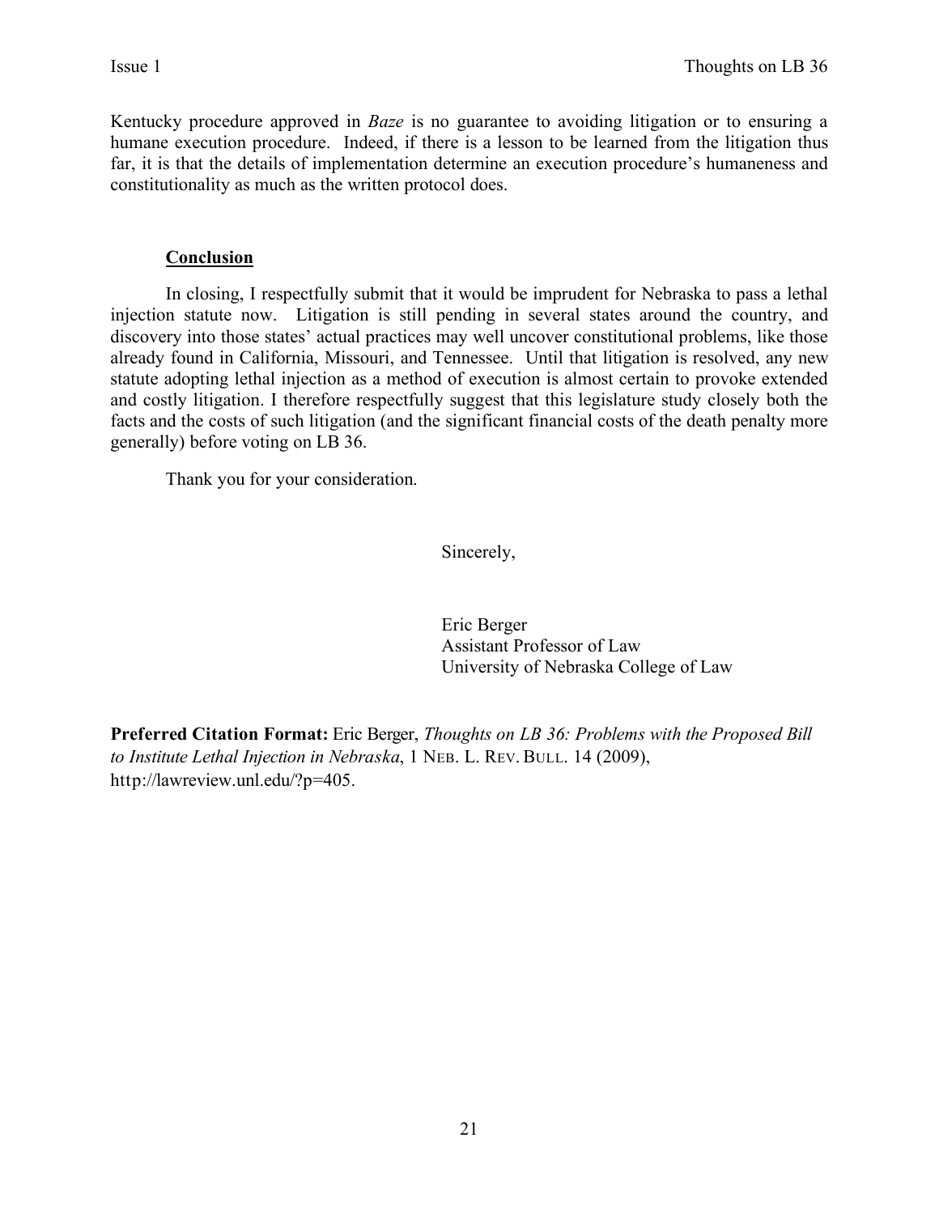Kentucky procedure approved in *Baze* is no guarantee to avoiding litigation or to ensuring a humane execution procedure. Indeed, if there is a lesson to be learned from the litigation thus far, it is that the details of implementation determine an execution procedure's humaneness and constitutionality as much as the written protocol does.

## **Conclusion**

In closing, I respectfully submit that it would be imprudent for Nebraska to pass a lethal injection statute now. Litigation is still pending in several states around the country, and discovery into those states' actual practices may well uncover constitutional problems, like those already found in California, Missouri, and Tennessee. Until that litigation is resolved, any new statute adopting lethal injection as a method of execution is almost certain to provoke extended and costly litigation. I therefore respectfully suggest that this legislature study closely both the facts and the costs of such litigation (and the significant financial costs of the death penalty more generally) before voting on LB 36.

Thank you for your consideration.

Sincerely,

Eric Berger
Assistant Professor of Law
University of Nebraska College of Law

**Preferred Citation Format:** Eric Berger, *Thoughts on LB 36: Problems with the Proposed Bill to Institute Lethal Injection in Nebraska*, 1 NEB. L. REV. BULL. 14 (2009), http://lawreview.unl.edu/?p=405.